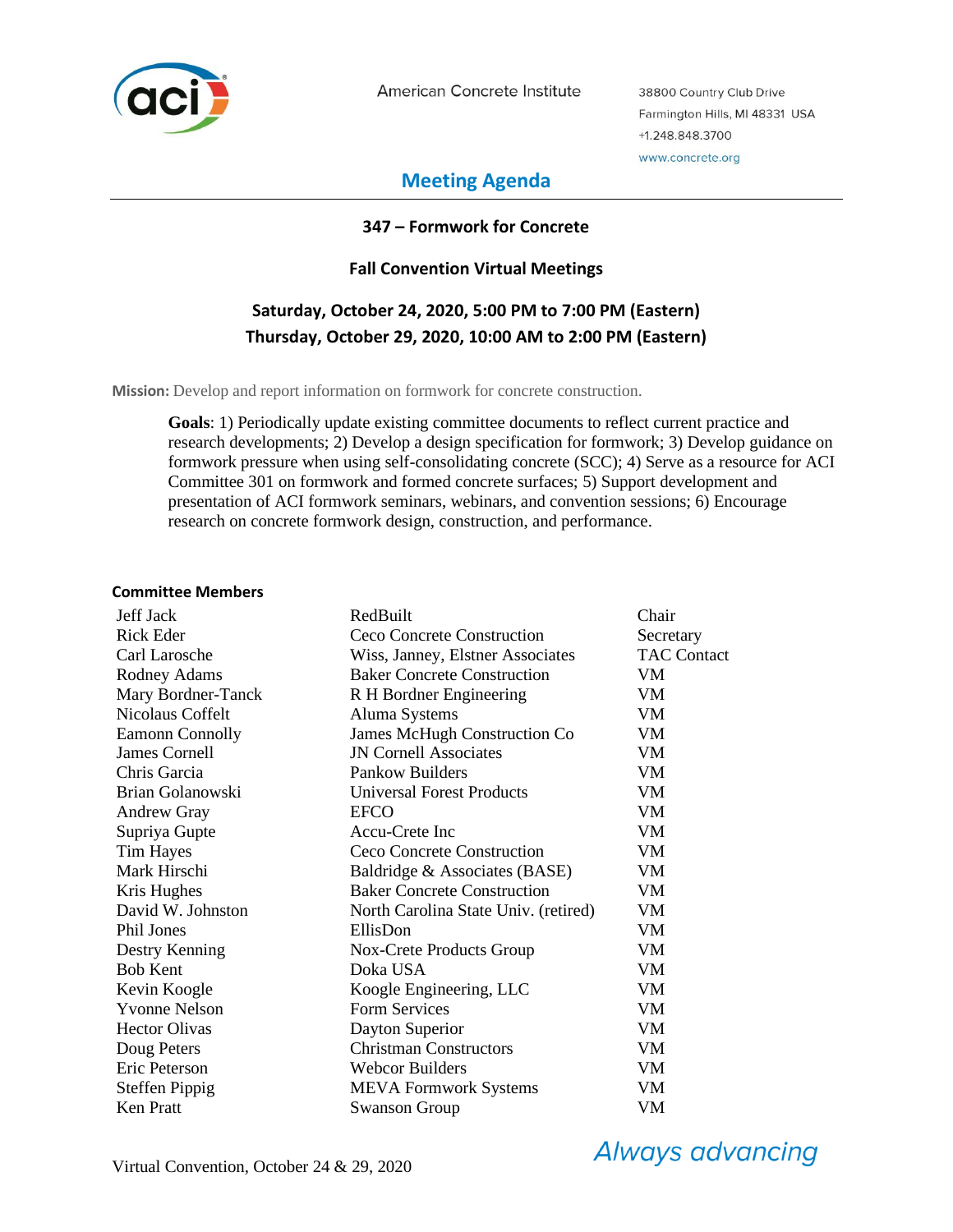American Concrete Institute

38800 Country Club Drive
Farmington Hills, MI 48331 USA
+1.248.848.3700
www.concrete.org

# Meeting Agenda

## 347 – Formwork for Concrete

### Fall Convention Virtual Meetings

### Saturday, October 24, 2020, 5:00 PM to 7:00 PM (Eastern)
### Thursday, October 29, 2020, 10:00 AM to 2:00 PM (Eastern)

**Mission:** Develop and report information on formwork for concrete construction.

**Goals**: 1) Periodically update existing committee documents to reflect current practice and research developments; 2) Develop a design specification for formwork; 3) Develop guidance on formwork pressure when using self-consolidating concrete (SCC); 4) Serve as a resource for ACI Committee 301 on formwork and formed concrete surfaces; 5) Support development and presentation of ACI formwork seminars, webinars, and convention sessions; 6) Encourage research on concrete formwork design, construction, and performance.

**Committee Members**

| | | |
|---|---|---|
| Jeff Jack | RedBuilt | Chair |
| Rick Eder | Ceco Concrete Construction | Secretary |
| Carl Larosche | Wiss, Janney, Elstner Associates | TAC Contact |
| Rodney Adams | Baker Concrete Construction | VM |
| Mary Bordner-Tanck | R H Bordner Engineering | VM |
| Nicolaus Coffelt | Aluma Systems | VM |
| Eamonn Connolly | James McHugh Construction Co | VM |
| James Cornell | JN Cornell Associates | VM |
| Chris Garcia | Pankow Builders | VM |
| Brian Golanowski | Universal Forest Products | VM |
| Andrew Gray | EFCO | VM |
| Supriya Gupte | Accu-Crete Inc | VM |
| Tim Hayes | Ceco Concrete Construction | VM |
| Mark Hirschi | Baldridge & Associates (BASE) | VM |
| Kris Hughes | Baker Concrete Construction | VM |
| David W. Johnston | North Carolina State Univ. (retired) | VM |
| Phil Jones | EllisDon | VM |
| Destry Kenning | Nox-Crete Products Group | VM |
| Bob Kent | Doka USA | VM |
| Kevin Koogle | Koogle Engineering, LLC | VM |
| Yvonne Nelson | Form Services | VM |
| Hector Olivas | Dayton Superior | VM |
| Doug Peters | Christman Constructors | VM |
| Eric Peterson | Webcor Builders | VM |
| Steffen Pippig | MEVA Formwork Systems | VM |
| Ken Pratt | Swanson Group | VM |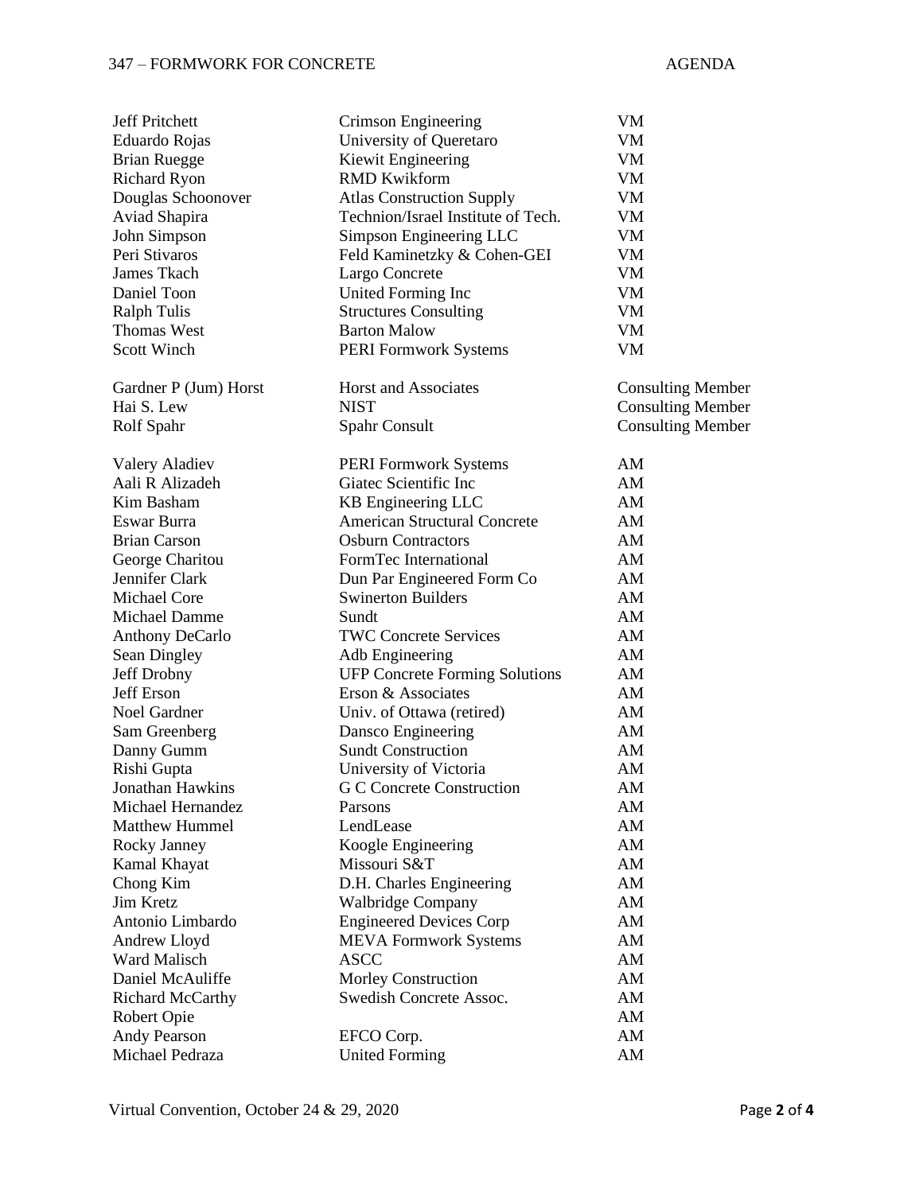| | | |
|---|---|---|
| Jeff Pritchett | Crimson Engineering | VM |
| Eduardo Rojas | University of Queretaro | VM |
| Brian Ruegge | Kiewit Engineering | VM |
| Richard Ryon | RMD Kwikform | VM |
| Douglas Schoonover | Atlas Construction Supply | VM |
| Aviad Shapira | Technion/Israel Institute of Tech. | VM |
| John Simpson | Simpson Engineering LLC | VM |
| Peri Stivaros | Feld Kaminetzky & Cohen-GEI | VM |
| James Tkach | Largo Concrete | VM |
| Daniel Toon | United Forming Inc | VM |
| Ralph Tulis | Structures Consulting | VM |
| Thomas West | Barton Malow | VM |
| Scott Winch | PERI Formwork Systems | VM |
| | | |
| Gardner P (Jum) Horst | Horst and Associates | Consulting Member |
| Hai S. Lew | NIST | Consulting Member |
| Rolf Spahr | Spahr Consult | Consulting Member |
| | | |
| Valery Aladiev | PERI Formwork Systems | AM |
| Aali R Alizadeh | Giatec Scientific Inc | AM |
| Kim Basham | KB Engineering LLC | AM |
| Eswar Burra | American Structural Concrete | AM |
| Brian Carson | Osburn Contractors | AM |
| George Charitou | FormTec International | AM |
| Jennifer Clark | Dun Par Engineered Form Co | AM |
| Michael Core | Swinerton Builders | AM |
| Michael Damme | Sundt | AM |
| Anthony DeCarlo | TWC Concrete Services | AM |
| Sean Dingley | Adb Engineering | AM |
| Jeff Drobny | UFP Concrete Forming Solutions | AM |
| Jeff Erson | Erson & Associates | AM |
| Noel Gardner | Univ. of Ottawa (retired) | AM |
| Sam Greenberg | Dansco Engineering | AM |
| Danny Gumm | Sundt Construction | AM |
| Rishi Gupta | University of Victoria | AM |
| Jonathan Hawkins | G C Concrete Construction | AM |
| Michael Hernandez | Parsons | AM |
| Matthew Hummel | LendLease | AM |
| Rocky Janney | Koogle Engineering | AM |
| Kamal Khayat | Missouri S&T | AM |
| Chong Kim | D.H. Charles Engineering | AM |
| Jim Kretz | Walbridge Company | AM |
| Antonio Limbardo | Engineered Devices Corp | AM |
| Andrew Lloyd | MEVA Formwork Systems | AM |
| Ward Malisch | ASCC | AM |
| Daniel McAuliffe | Morley Construction | AM |
| Richard McCarthy | Swedish Concrete Assoc. | AM |
| Robert Opie | | AM |
| Andy Pearson | EFCO Corp. | AM |
| Michael Pedraza | United Forming | AM |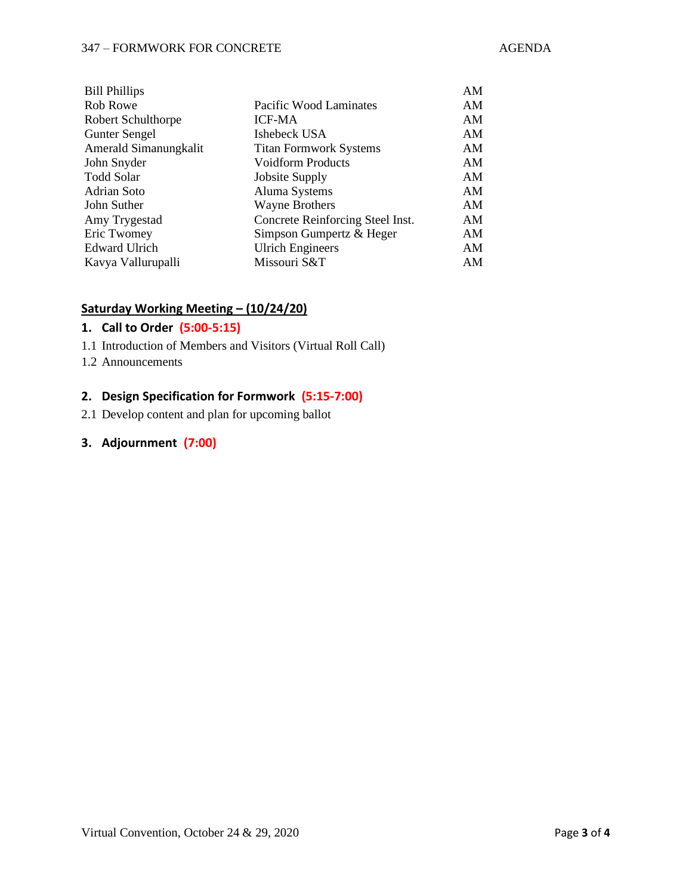| | | |
|---|---|---|
| Bill Phillips | | AM |
| Rob Rowe | Pacific Wood Laminates | AM |
| Robert Schulthorpe | ICF-MA | AM |
| Gunter Sengel | Ishebeck USA | AM |
| Amerald Simanungkalit | Titan Formwork Systems | AM |
| John Snyder | Voidform Products | AM |
| Todd Solar | Jobsite Supply | AM |
| Adrian Soto | Aluma Systems | AM |
| John Suther | Wayne Brothers | AM |
| Amy Trygestad | Concrete Reinforcing Steel Inst. | AM |
| Eric Twomey | Simpson Gumpertz & Heger | AM |
| Edward Ulrich | Ulrich Engineers | AM |
| Kavya Vallurupalli | Missouri S&T | AM |

## Saturday Working Meeting – (10/24/20)

### 1. Call to Order (5:00-5:15)

1.1 Introduction of Members and Visitors (Virtual Roll Call)

1.2 Announcements

### 2. Design Specification for Formwork (5:15-7:00)

2.1 Develop content and plan for upcoming ballot

### 3. Adjournment (7:00)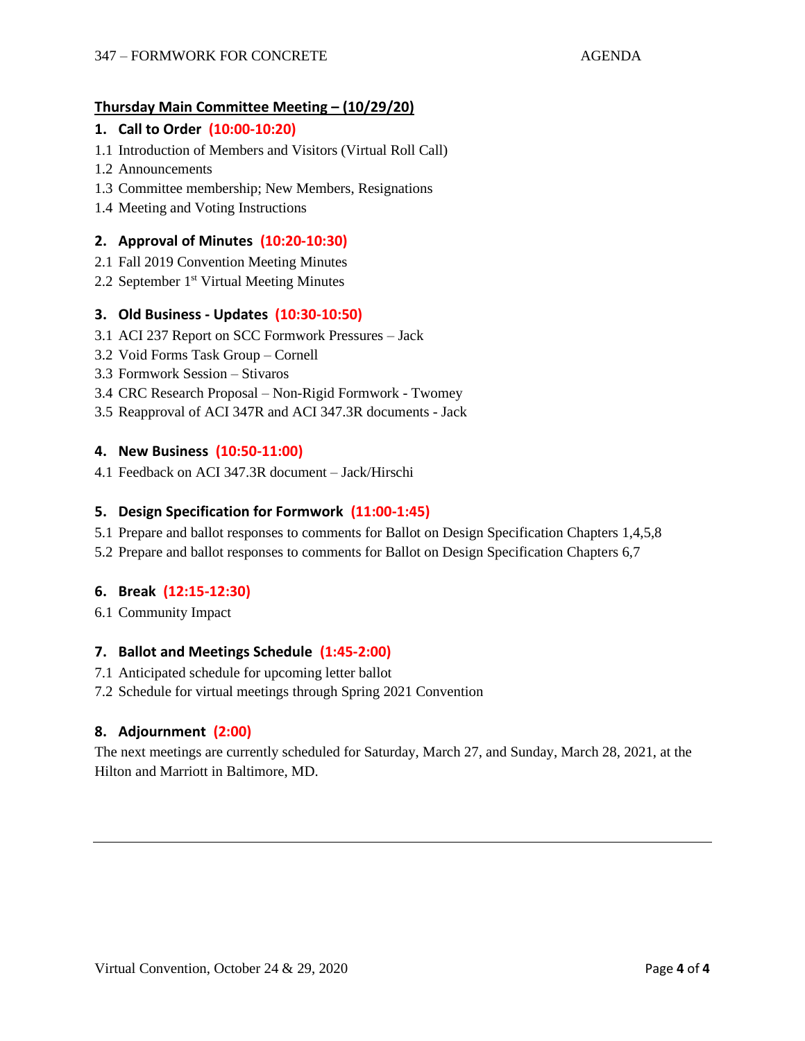## Thursday Main Committee Meeting – (10/29/20)

### 1. Call to Order (10:00-10:20)

1.1 Introduction of Members and Visitors (Virtual Roll Call)
1.2 Announcements
1.3 Committee membership; New Members, Resignations
1.4 Meeting and Voting Instructions

### 2. Approval of Minutes (10:20-10:30)

2.1 Fall 2019 Convention Meeting Minutes
2.2 September 1st Virtual Meeting Minutes

### 3. Old Business - Updates (10:30-10:50)

3.1 ACI 237 Report on SCC Formwork Pressures – Jack
3.2 Void Forms Task Group – Cornell
3.3 Formwork Session – Stivaros
3.4 CRC Research Proposal – Non-Rigid Formwork - Twomey
3.5 Reapproval of ACI 347R and ACI 347.3R documents - Jack

### 4. New Business (10:50-11:00)

4.1 Feedback on ACI 347.3R document – Jack/Hirschi

### 5. Design Specification for Formwork (11:00-1:45)

5.1 Prepare and ballot responses to comments for Ballot on Design Specification Chapters 1,4,5,8
5.2 Prepare and ballot responses to comments for Ballot on Design Specification Chapters 6,7

### 6. Break (12:15-12:30)

6.1 Community Impact

### 7. Ballot and Meetings Schedule (1:45-2:00)

7.1 Anticipated schedule for upcoming letter ballot
7.2 Schedule for virtual meetings through Spring 2021 Convention

### 8. Adjournment (2:00)

The next meetings are currently scheduled for Saturday, March 27, and Sunday, March 28, 2021, at the Hilton and Marriott in Baltimore, MD.